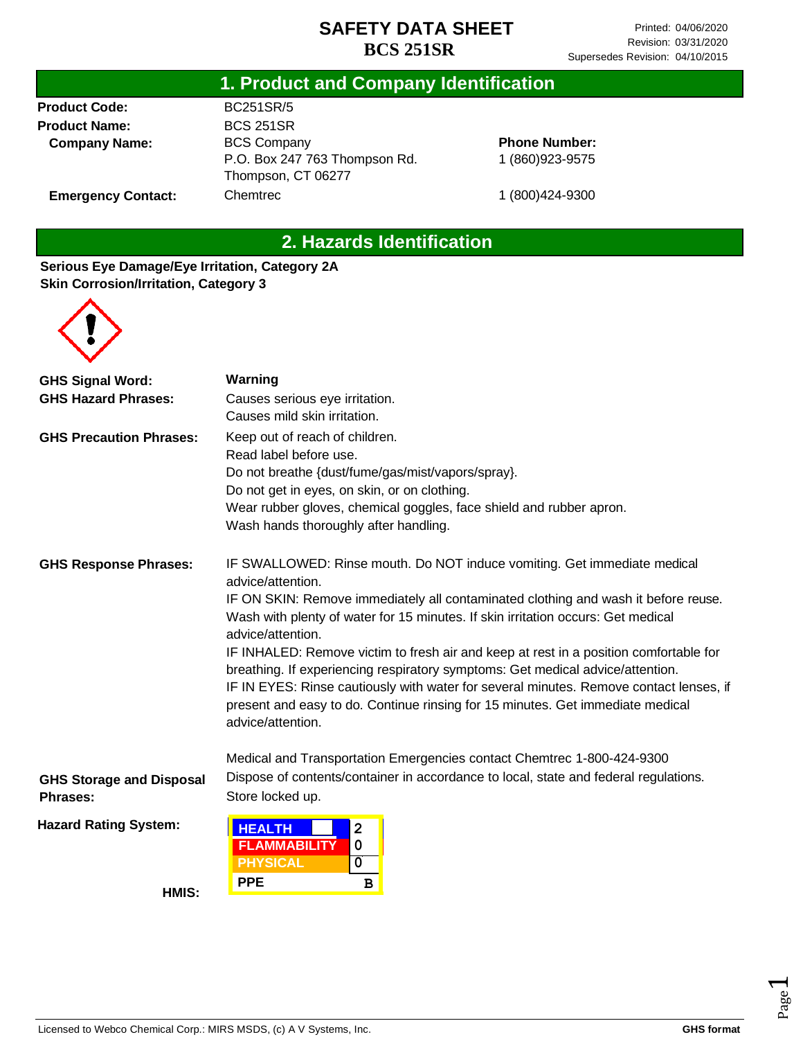# SAFETY DATA SHEET
# BCS 251SR

Printed: 04/06/2020
Revision: 03/31/2020
Supersedes Revision: 04/10/2015

## 1. Product and Company Identification

| | | |
|---|---|---|
| **Product Code:** | BC251SR/5 | |
| **Product Name:** | BCS 251SR | |
| **Company Name:** | BCS Company<br>P.O. Box 247 763 Thompson Rd.<br>Thompson, CT 06277 | **Phone Number:**<br>1 (860)923-9575 |
| **Emergency Contact:** | Chemtrec | 1 (800)424-9300 |

## 2. Hazards Identification

**Serious Eye Damage/Eye Irritation, Category 2A**
**Skin Corrosion/Irritation, Category 3**

**GHS Signal Word:** **Warning**

**GHS Hazard Phrases:**
Causes serious eye irritation.
Causes mild skin irritation.

**GHS Precaution Phrases:**
Keep out of reach of children.
Read label before use.
Do not breathe {dust/fume/gas/mist/vapors/spray}.
Do not get in eyes, on skin, or on clothing.
Wear rubber gloves, chemical goggles, face shield and rubber apron.
Wash hands thoroughly after handling.

**GHS Response Phrases:**
IF SWALLOWED: Rinse mouth. Do NOT induce vomiting. Get immediate medical advice/attention.
IF ON SKIN: Remove immediately all contaminated clothing and wash it before reuse. Wash with plenty of water for 15 minutes. If skin irritation occurs: Get medical advice/attention.
IF INHALED: Remove victim to fresh air and keep at rest in a position comfortable for breathing. If experiencing respiratory symptoms: Get medical advice/attention.
IF IN EYES: Rinse cautiously with water for several minutes. Remove contact lenses, if present and easy to do. Continue rinsing for 15 minutes. Get immediate medical advice/attention.

Medical and Transportation Emergencies contact Chemtrec 1-800-424-9300

**GHS Storage and Disposal Phrases:**
Dispose of contents/container in accordance to local, state and federal regulations.
Store locked up.

**Hazard Rating System:**

**HMIS:**

| | |
|---|---|
| HEALTH | 2 |
| FLAMMABILITY | 0 |
| PHYSICAL | 0 |
| PPE | B |

Licensed to Webco Chemical Corp.: MIRS MSDS, (c) A V Systems, Inc. **GHS format**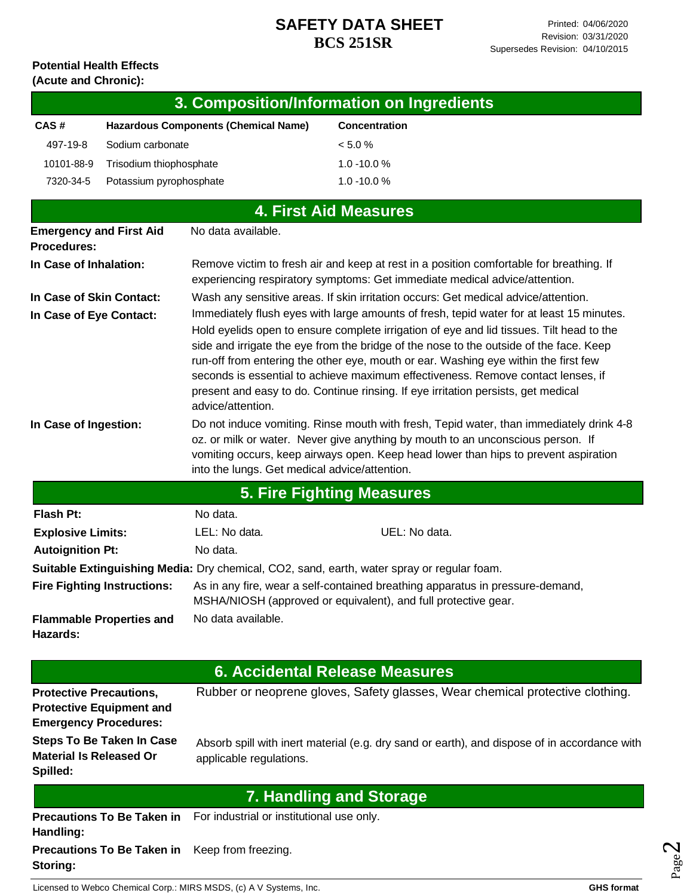**Potential Health Effects (Acute and Chronic):**

## 3. Composition/Information on Ingredients

| CAS # | Hazardous Components (Chemical Name) | Concentration |
|---|---|---|
| 497-19-8 | Sodium carbonate | < 5.0 % |
| 10101-88-9 | Trisodium thiophosphate | 1.0 -10.0 % |
| 7320-34-5 | Potassium pyrophosphate | 1.0 -10.0 % |

## 4. First Aid Measures

**Emergency and First Aid Procedures:** No data available.

**In Case of Inhalation:** Remove victim to fresh air and keep at rest in a position comfortable for breathing. If experiencing respiratory symptoms: Get immediate medical advice/attention.

**In Case of Skin Contact:** Wash any sensitive areas. If skin irritation occurs: Get medical advice/attention.

**In Case of Eye Contact:** Immediately flush eyes with large amounts of fresh, tepid water for at least 15 minutes. Hold eyelids open to ensure complete irrigation of eye and lid tissues. Tilt head to the side and irrigate the eye from the bridge of the nose to the outside of the face. Keep run-off from entering the other eye, mouth or ear. Washing eye within the first few seconds is essential to achieve maximum effectiveness. Remove contact lenses, if present and easy to do. Continue rinsing. If eye irritation persists, get medical advice/attention.

**In Case of Ingestion:** Do not induce vomiting. Rinse mouth with fresh, Tepid water, than immediately drink 4-8 oz. or milk or water. Never give anything by mouth to an unconscious person. If vomiting occurs, keep airways open. Keep head lower than hips to prevent aspiration into the lungs. Get medical advice/attention.

## 5. Fire Fighting Measures

**Flash Pt:** No data.

**Explosive Limits:** LEL: No data. UEL: No data.

**Autoignition Pt:** No data.

**Suitable Extinguishing Media:** Dry chemical, CO2, sand, earth, water spray or regular foam.

**Fire Fighting Instructions:** As in any fire, wear a self-contained breathing apparatus in pressure-demand, MSHA/NIOSH (approved or equivalent), and full protective gear.

**Flammable Properties and Hazards:** No data available.

## 6. Accidental Release Measures

**Protective Precautions, Protective Equipment and Emergency Procedures:** Rubber or neoprene gloves, Safety glasses, Wear chemical protective clothing.

**Steps To Be Taken In Case Material Is Released Or Spilled:** Absorb spill with inert material (e.g. dry sand or earth), and dispose of in accordance with applicable regulations.

## 7. Handling and Storage

**Precautions To Be Taken in Handling:** For industrial or institutional use only.

**Precautions To Be Taken in Storing:** Keep from freezing.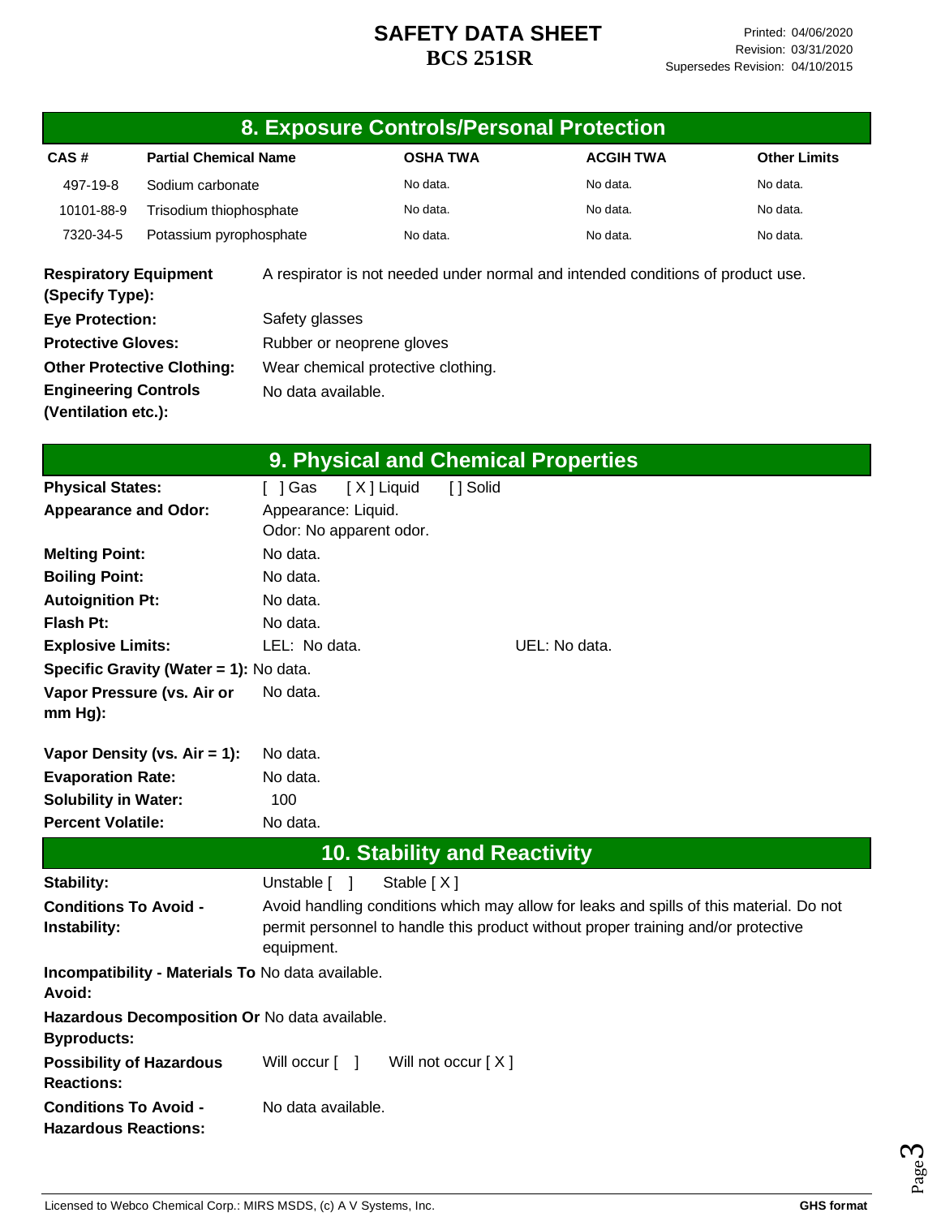# SAFETY DATA SHEET
**BCS 251SR**

Printed: 04/06/2020
Revision: 03/31/2020
Supersedes Revision: 04/10/2015

## 8. Exposure Controls/Personal Protection

| CAS # | Partial Chemical Name | OSHA TWA | ACGIH TWA | Other Limits |
|---|---|---|---|---|
| 497-19-8 | Sodium carbonate | No data. | No data. | No data. |
| 10101-88-9 | Trisodium thiophosphate | No data. | No data. | No data. |
| 7320-34-5 | Potassium pyrophosphate | No data. | No data. | No data. |

**Respiratory Equipment (Specify Type):** A respirator is not needed under normal and intended conditions of product use.

**Eye Protection:** Safety glasses

**Protective Gloves:** Rubber or neoprene gloves

**Other Protective Clothing:** Wear chemical protective clothing.

**Engineering Controls (Ventilation etc.):** No data available.

## 9. Physical and Chemical Properties

**Physical States:** [ ] Gas [ X ] Liquid [ ] Solid

**Appearance and Odor:** Appearance: Liquid.
Odor: No apparent odor.

**Melting Point:** No data.

**Boiling Point:** No data.

**Autoignition Pt:** No data.

**Flash Pt:** No data.

**Explosive Limits:** LEL: No data. UEL: No data.

**Specific Gravity (Water = 1):** No data.

**Vapor Pressure (vs. Air or mm Hg):** No data.

**Vapor Density (vs. Air = 1):** No data.

**Evaporation Rate:** No data.

**Solubility in Water:** 100

**Percent Volatile:** No data.

## 10. Stability and Reactivity

**Stability:** Unstable [ ] Stable [ X ]

**Conditions To Avoid - Instability:** Avoid handling conditions which may allow for leaks and spills of this material. Do not permit personnel to handle this product without proper training and/or protective equipment.

**Incompatibility - Materials To Avoid:** No data available.

**Hazardous Decomposition Or Byproducts:** No data available.

**Possibility of Hazardous Reactions:** Will occur [ ] Will not occur [ X ]

**Conditions To Avoid - Hazardous Reactions:** No data available.

Licensed to Webco Chemical Corp.: MIRS MSDS, (c) A V Systems, Inc. GHS format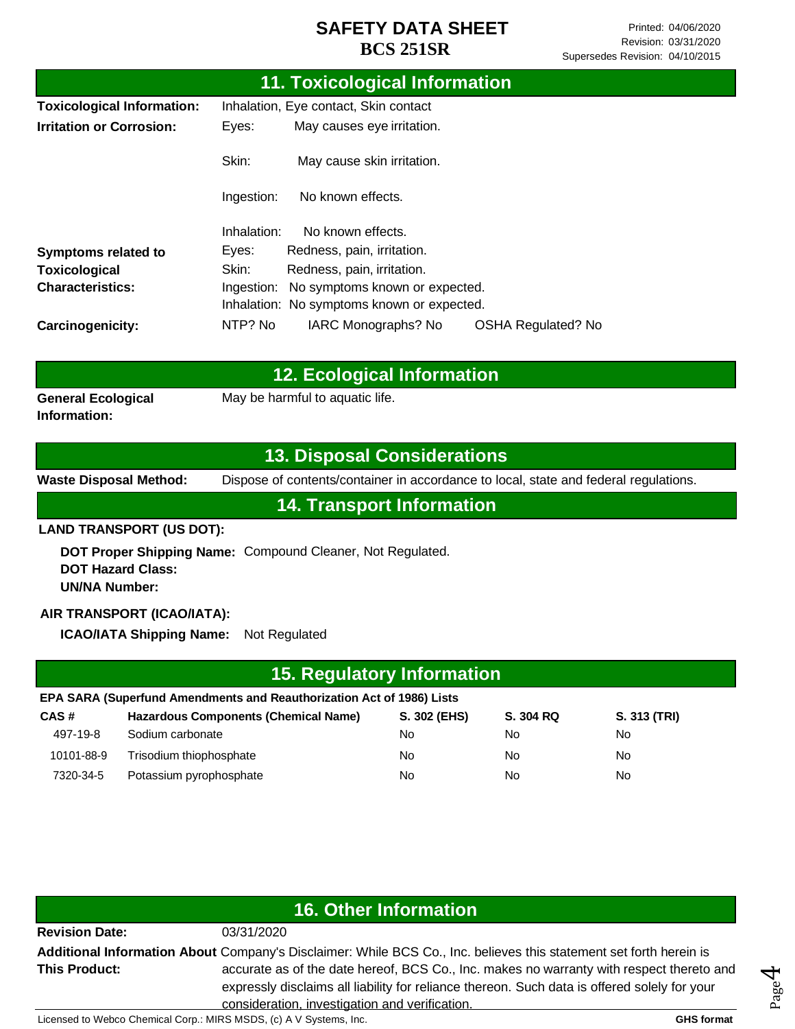# SAFETY DATA SHEET
## BCS 251SR

Printed: 04/06/2020
Revision: 03/31/2020
Supersedes Revision: 04/10/2015

## 11. Toxicological Information

**Toxicological Information:** Inhalation, Eye contact, Skin contact

**Irritation or Corrosion:**

Eyes: May causes eye irritation.

Skin: May cause skin irritation.

Ingestion: No known effects.

Inhalation: No known effects.

**Symptoms related to Toxicological Characteristics:**

Eyes: Redness, pain, irritation.
Skin: Redness, pain, irritation.
Ingestion: No symptoms known or expected.
Inhalation: No symptoms known or expected.

**Carcinogenicity:** NTP? No IARC Monographs? No OSHA Regulated? No

## 12. Ecological Information

**General Ecological Information:** May be harmful to aquatic life.

## 13. Disposal Considerations

**Waste Disposal Method:** Dispose of contents/container in accordance to local, state and federal regulations.

## 14. Transport Information

**LAND TRANSPORT (US DOT):**

**DOT Proper Shipping Name:** Compound Cleaner, Not Regulated.
**DOT Hazard Class:**
**UN/NA Number:**

**AIR TRANSPORT (ICAO/IATA):**

**ICAO/IATA Shipping Name:** Not Regulated

## 15. Regulatory Information

**EPA SARA (Superfund Amendments and Reauthorization Act of 1986) Lists**

| CAS # | Hazardous Components (Chemical Name) | S. 302 (EHS) | S. 304 RQ | S. 313 (TRI) |
| --- | --- | --- | --- | --- |
| 497-19-8 | Sodium carbonate | No | No | No |
| 10101-88-9 | Trisodium thiophosphate | No | No | No |
| 7320-34-5 | Potassium pyrophosphate | No | No | No |

## 16. Other Information

**Revision Date:** 03/31/2020

**Additional Information About This Product:** Company's Disclaimer: While BCS Co., Inc. believes this statement set forth herein is accurate as of the date hereof, BCS Co., Inc. makes no warranty with respect thereto and expressly disclaims all liability for reliance thereon. Such data is offered solely for your consideration, investigation and verification.

Licensed to Webco Chemical Corp.: MIRS MSDS, (c) A V Systems, Inc. **GHS format**